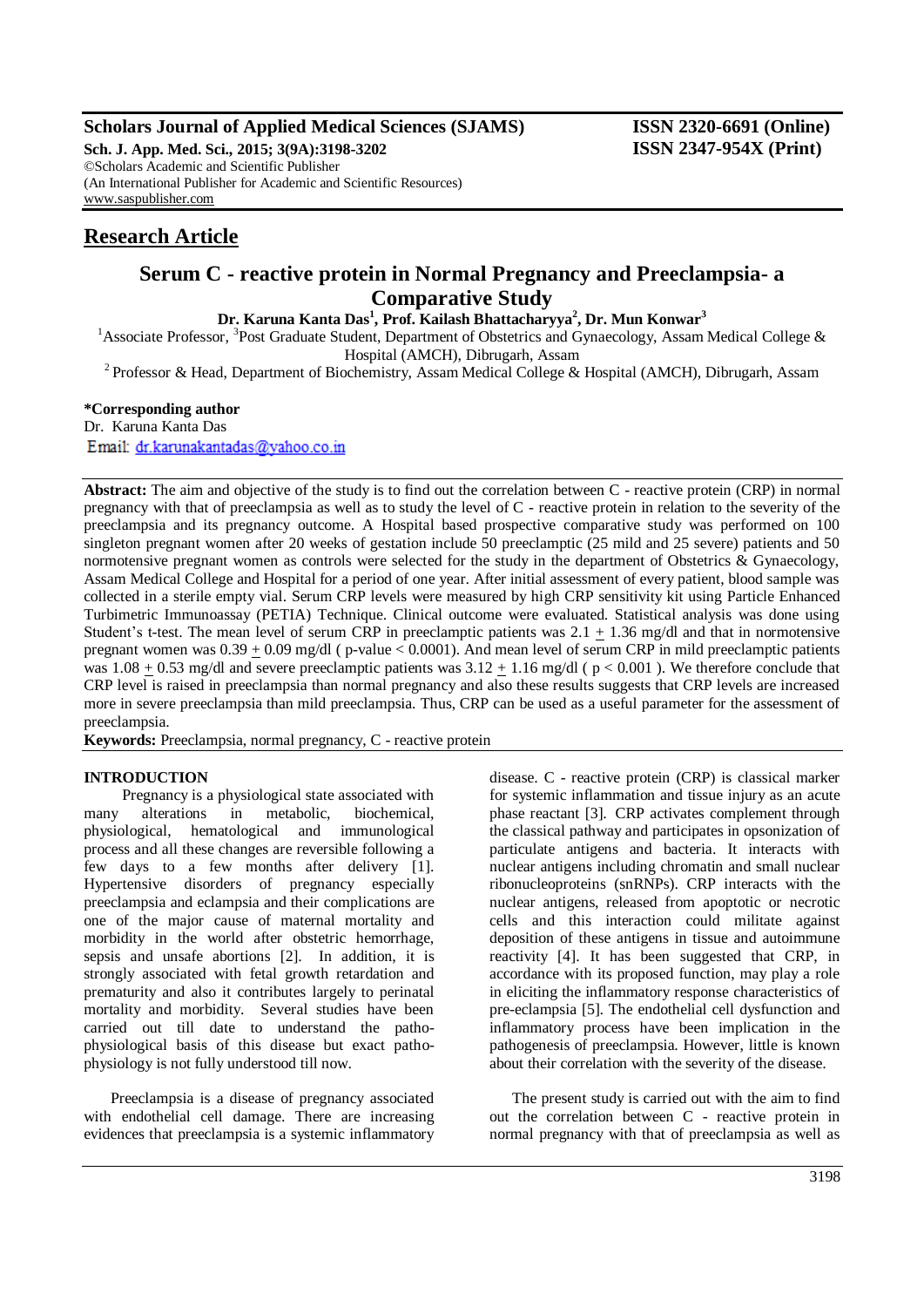# Research Article

## Serum C - reactive protein in Normal Pregnancy and Preeclampsia- a Comparative Study

**Dr. Karuna Kanta Das[1], Prof. Kailash Bhattacharyya[2], Dr. Mun Konwar[3]**

[1]Associate Professor, [3]Post Graduate Student, Department of Obstetrics and Gynaecology, Assam Medical College & Hospital (AMCH), Dibrugarh, Assam

[2] Professor & Head, Department of Biochemistry, Assam Medical College & Hospital (AMCH), Dibrugarh, Assam

**\*Corresponding author**

Dr. Karuna Kanta Das

Email: dr.karunakantadas@yahoo.co.in

**Abstract:** The aim and objective of the study is to find out the correlation between C - reactive protein (CRP) in normal pregnancy with that of preeclampsia as well as to study the level of C - reactive protein in relation to the severity of the preeclampsia and its pregnancy outcome. A Hospital based prospective comparative study was performed on 100 singleton pregnant women after 20 weeks of gestation include 50 preeclamptic (25 mild and 25 severe) patients and 50 normotensive pregnant women as controls were selected for the study in the department of Obstetrics & Gynaecology, Assam Medical College and Hospital for a period of one year. After initial assessment of every patient, blood sample was collected in a sterile empty vial. Serum CRP levels were measured by high CRP sensitivity kit using Particle Enhanced Turbimetric Immunoassay (PETIA) Technique. Clinical outcome were evaluated. Statistical analysis was done using Student's t-test. The mean level of serum CRP in preeclamptic patients was $2.1 \pm 1.36$ mg/dl and that in normotensive pregnant women was $0.39 \pm 0.09$ mg/dl ( p-value $< 0.0001$). And mean level of serum CRP in mild preeclamptic patients was $1.08 \pm 0.53$ mg/dl and severe preeclamptic patients was $3.12 \pm 1.16$ mg/dl ( $p < 0.001$ ). We therefore conclude that CRP level is raised in preeclampsia than normal pregnancy and also these results suggests that CRP levels are increased more in severe preeclampsia than mild preeclampsia. Thus, CRP can be used as a useful parameter for the assessment of preeclampsia.

**Keywords:** Preeclampsia, normal pregnancy, C - reactive protein

### INTRODUCTION

Pregnancy is a physiological state associated with many alterations in metabolic, biochemical, physiological, hematological and immunological process and all these changes are reversible following a few days to a few months after delivery [1]. Hypertensive disorders of pregnancy especially preeclampsia and eclampsia and their complications are one of the major cause of maternal mortality and morbidity in the world after obstetric hemorrhage, sepsis and unsafe abortions [2]. In addition, it is strongly associated with fetal growth retardation and prematurity and also it contributes largely to perinatal mortality and morbidity. Several studies have been carried out till date to understand the patho-physiological basis of this disease but exact patho-physiology is not fully understood till now.

Preeclampsia is a disease of pregnancy associated with endothelial cell damage. There are increasing evidences that preeclampsia is a systemic inflammatory disease. C - reactive protein (CRP) is classical marker for systemic inflammation and tissue injury as an acute phase reactant [3]. CRP activates complement through the classical pathway and participates in opsonization of particulate antigens and bacteria. It interacts with nuclear antigens including chromatin and small nuclear ribonucleoproteins (snRNPs). CRP interacts with the nuclear antigens, released from apoptotic or necrotic cells and this interaction could militate against deposition of these antigens in tissue and autoimmune reactivity [4]. It has been suggested that CRP, in accordance with its proposed function, may play a role in eliciting the inflammatory response characteristics of pre-eclampsia [5]. The endothelial cell dysfunction and inflammatory process have been implication in the pathogenesis of preeclampsia. However, little is known about their correlation with the severity of the disease.

The present study is carried out with the aim to find out the correlation between C - reactive protein in normal pregnancy with that of preeclampsia as well as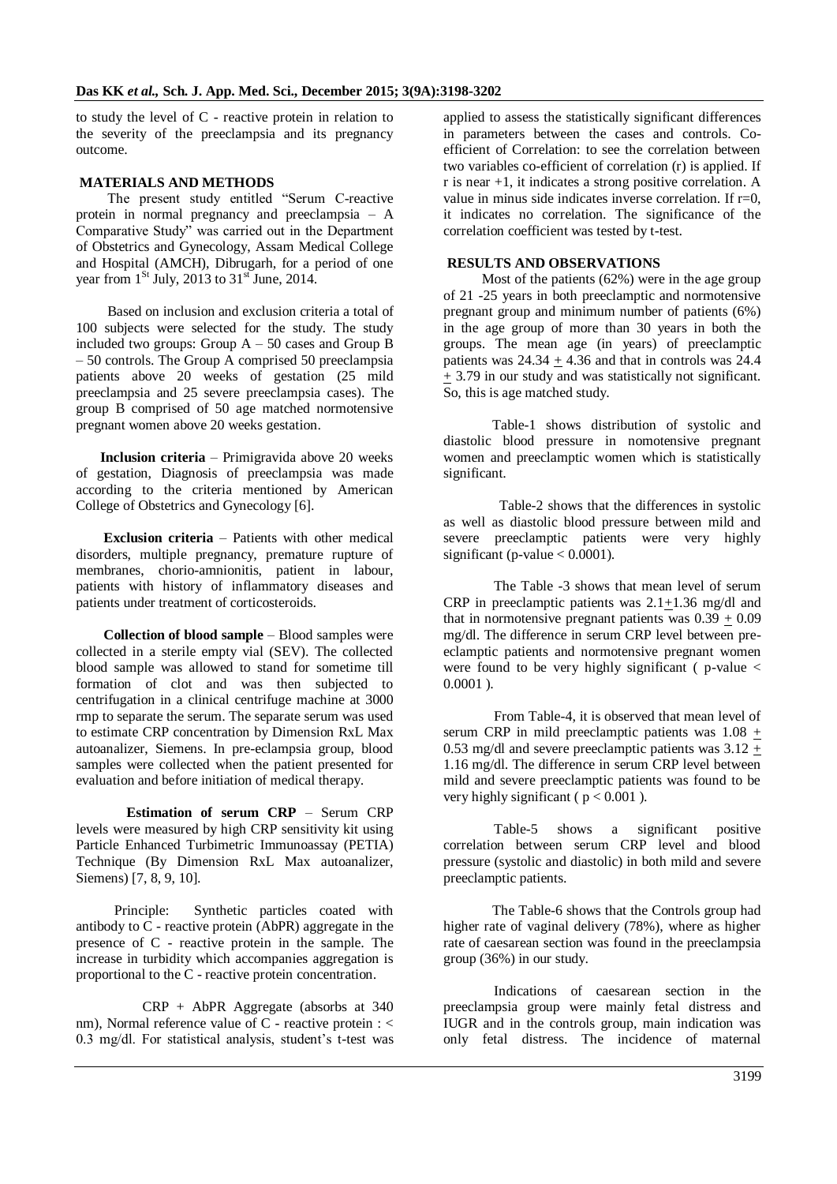to study the level of C - reactive protein in relation to the severity of the preeclampsia and its pregnancy outcome.

## MATERIALS AND METHODS

The present study entitled "Serum C-reactive protein in normal pregnancy and preeclampsia – A Comparative Study" was carried out in the Department of Obstetrics and Gynecology, Assam Medical College and Hospital (AMCH), Dibrugarh, for a period of one year from 1[St] July, 2013 to 31[st] June, 2014.

Based on inclusion and exclusion criteria a total of 100 subjects were selected for the study. The study included two groups: Group A – 50 cases and Group B – 50 controls. The Group A comprised 50 preeclampsia patients above 20 weeks of gestation (25 mild preeclampsia and 25 severe preeclampsia cases). The group B comprised of 50 age matched normotensive pregnant women above 20 weeks gestation.

**Inclusion criteria** – Primigravida above 20 weeks of gestation, Diagnosis of preeclampsia was made according to the criteria mentioned by American College of Obstetrics and Gynecology [6].

**Exclusion criteria** – Patients with other medical disorders, multiple pregnancy, premature rupture of membranes, chorio-amnionitis, patient in labour, patients with history of inflammatory diseases and patients under treatment of corticosteroids.

**Collection of blood sample** – Blood samples were collected in a sterile empty vial (SEV). The collected blood sample was allowed to stand for sometime till formation of clot and was then subjected to centrifugation in a clinical centrifuge machine at 3000 rmp to separate the serum. The separate serum was used to estimate CRP concentration by Dimension RxL Max autoanalizer, Siemens. In pre-eclampsia group, blood samples were collected when the patient presented for evaluation and before initiation of medical therapy.

**Estimation of serum CRP** – Serum CRP levels were measured by high CRP sensitivity kit using Particle Enhanced Turbimetric Immunoassay (PETIA) Technique (By Dimension RxL Max autoanalizer, Siemens) [7, 8, 9, 10].

Principle: Synthetic particles coated with antibody to C - reactive protein (AbPR) aggregate in the presence of C - reactive protein in the sample. The increase in turbidity which accompanies aggregation is proportional to the C - reactive protein concentration.

CRP + AbPR Aggregate (absorbs at 340 nm), Normal reference value of C - reactive protein : < 0.3 mg/dl. For statistical analysis, student's t-test was applied to assess the statistically significant differences in parameters between the cases and controls. Co-efficient of Correlation: to see the correlation between two variables co-efficient of correlation (r) is applied. If r is near +1, it indicates a strong positive correlation. A value in minus side indicates inverse correlation. If r=0, it indicates no correlation. The significance of the correlation coefficient was tested by t-test.

## RESULTS AND OBSERVATIONS

Most of the patients (62%) were in the age group of 21 -25 years in both preeclamptic and normotensive pregnant group and minimum number of patients (6%) in the age group of more than 30 years in both the groups. The mean age (in years) of preeclamptic patients was $24.34 \pm 4.36$ and that in controls was $24.4 \pm 3.79$ in our study and was statistically not significant. So, this is age matched study.

Table-1 shows distribution of systolic and diastolic blood pressure in nomotensive pregnant women and preeclamptic women which is statistically significant.

Table-2 shows that the differences in systolic as well as diastolic blood pressure between mild and severe preeclamptic patients were very highly significant (p-value < 0.0001).

The Table -3 shows that mean level of serum CRP in preeclamptic patients was $2.1 \pm 1.36$ mg/dl and that in normotensive pregnant patients was $0.39 \pm 0.09$ mg/dl. The difference in serum CRP level between pre-eclamptic patients and normotensive pregnant women were found to be very highly significant ( p-value < 0.0001 ).

From Table-4, it is observed that mean level of serum CRP in mild preeclamptic patients was $1.08 \pm 0.53$ mg/dl and severe preeclamptic patients was $3.12 \pm 1.16$ mg/dl. The difference in serum CRP level between mild and severe preeclamptic patients was found to be very highly significant ( $p < 0.001$ ).

Table-5 shows a significant positive correlation between serum CRP level and blood pressure (systolic and diastolic) in both mild and severe preeclamptic patients.

The Table-6 shows that the Controls group had higher rate of vaginal delivery (78%), where as higher rate of caesarean section was found in the preeclampsia group (36%) in our study.

Indications of caesarean section in the preeclampsia group were mainly fetal distress and IUGR and in the controls group, main indication was only fetal distress. The incidence of maternal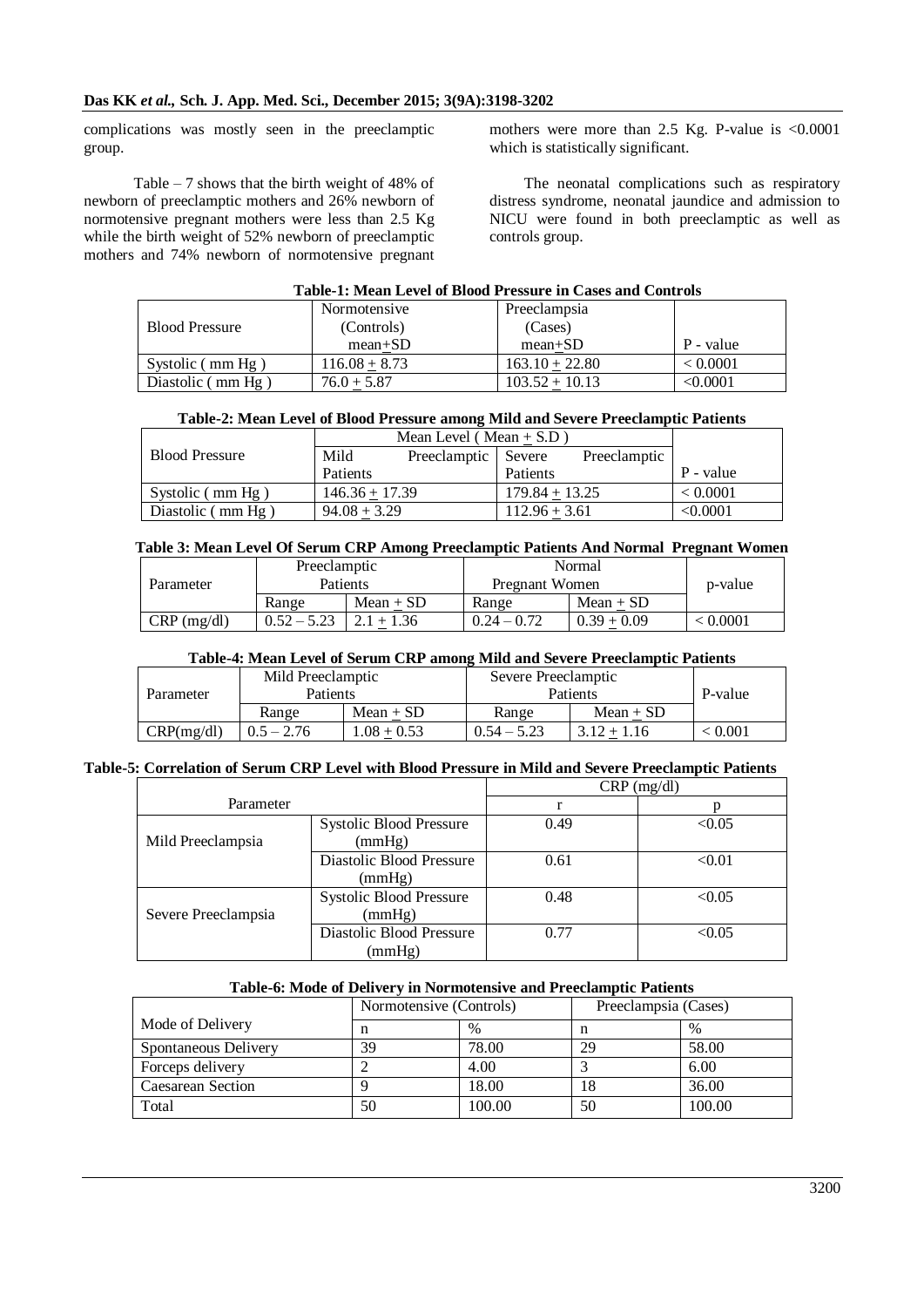complications was mostly seen in the preeclamptic group.

Table – 7 shows that the birth weight of 48% of newborn of preeclamptic mothers and 26% newborn of normotensive pregnant mothers were less than 2.5 Kg while the birth weight of 52% newborn of preeclamptic mothers and 74% newborn of normotensive pregnant mothers were more than 2.5 Kg. P-value is <0.0001 which is statistically significant.

The neonatal complications such as respiratory distress syndrome, neonatal jaundice and admission to NICU were found in both preeclamptic as well as controls group.

**Table-1: Mean Level of Blood Pressure in Cases and Controls**

| Blood Pressure | Normotensive (Controls) mean±SD | Preeclampsia (Cases) mean±SD | P - value |
|---|---|---|---|
| Systolic ( mm Hg ) | 116.08 ± 8.73 | 163.10 ± 22.80 | < 0.0001 |
| Diastolic ( mm Hg ) | 76.0 ± 5.87 | 103.52 ± 10.13 | <0.0001 |

**Table-2: Mean Level of Blood Pressure among Mild and Severe Preeclamptic Patients**

| Blood Pressure | Mean Level ( Mean ± S.D ) | | P - value |
|---|---|---|---|
| | Mild Preeclamptic Patients | Severe Preeclamptic Patients | |
| Systolic ( mm Hg ) | 146.36 ± 17.39 | 179.84 ± 13.25 | < 0.0001 |
| Diastolic ( mm Hg ) | 94.08 ± 3.29 | 112.96 ± 3.61 | <0.0001 |

**Table 3: Mean Level Of Serum CRP Among Preeclamptic Patients And Normal Pregnant Women**

| Parameter | Preeclamptic Patients | | Normal Pregnant Women | | p-value |
|---|---|---|---|---|---|
| | Range | Mean ± SD | Range | Mean ± SD | |
| CRP (mg/dl) | 0.52 – 5.23 | 2.1 ± 1.36 | 0.24 – 0.72 | 0.39 ± 0.09 | < 0.0001 |

**Table-4: Mean Level of Serum CRP among Mild and Severe Preeclamptic Patients**

| Parameter | Mild Preeclamptic Patients | | Severe Preeclamptic Patients | | P-value |
|---|---|---|---|---|---|
| | Range | Mean ± SD | Range | Mean ± SD | |
| CRP(mg/dl) | 0.5 – 2.76 | 1.08 ± 0.53 | 0.54 – 5.23 | 3.12 ± 1.16 | < 0.001 |

**Table-5: Correlation of Serum CRP Level with Blood Pressure in Mild and Severe Preeclamptic Patients**

| Parameter | | CRP (mg/dl) | |
|---|---|---|---|
| | | r | p |
| Mild Preeclampsia | Systolic Blood Pressure (mmHg) | 0.49 | <0.05 |
| | Diastolic Blood Pressure (mmHg) | 0.61 | <0.01 |
| Severe Preeclampsia | Systolic Blood Pressure (mmHg) | 0.48 | <0.05 |
| | Diastolic Blood Pressure (mmHg) | 0.77 | <0.05 |

**Table-6: Mode of Delivery in Normotensive and Preeclamptic Patients**

| Mode of Delivery | Normotensive (Controls) | | Preeclampsia (Cases) | |
|---|---|---|---|---|
| | n | % | n | % |
| Spontaneous Delivery | 39 | 78.00 | 29 | 58.00 |
| Forceps delivery | 2 | 4.00 | 3 | 6.00 |
| Caesarean Section | 9 | 18.00 | 18 | 36.00 |
| Total | 50 | 100.00 | 50 | 100.00 |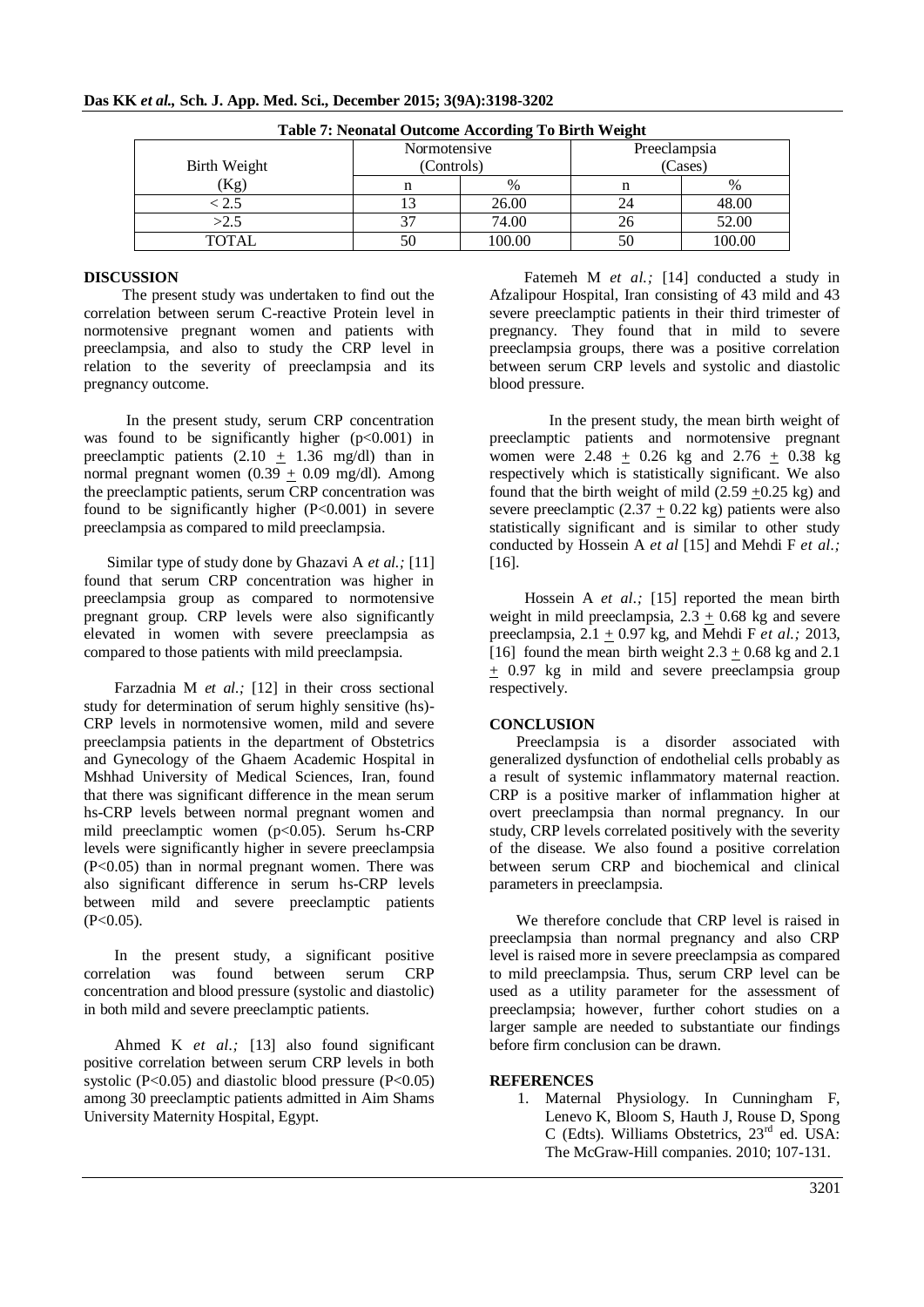**Table 7: Neonatal Outcome According To Birth Weight**

| Birth Weight (Kg) | Normotensive (Controls) | | Preeclampsia (Cases) | |
|---|---|---|---|---|
| | n | % | n | % |
| < 2.5 | 13 | 26.00 | 24 | 48.00 |
| >2.5 | 37 | 74.00 | 26 | 52.00 |
| TOTAL | 50 | 100.00 | 50 | 100.00 |

## DISCUSSION

The present study was undertaken to find out the correlation between serum C-reactive Protein level in normotensive pregnant women and patients with preeclampsia, and also to study the CRP level in relation to the severity of preeclampsia and its pregnancy outcome.

In the present study, serum CRP concentration was found to be significantly higher ($p<0.001$) in preeclamptic patients ($2.10 \pm 1.36$ mg/dl) than in normal pregnant women ($0.39 \pm 0.09$ mg/dl). Among the preeclamptic patients, serum CRP concentration was found to be significantly higher ($P<0.001$) in severe preeclampsia as compared to mild preeclampsia.

Similar type of study done by Ghazavi A *et al.;* [11] found that serum CRP concentration was higher in preeclampsia group as compared to normotensive pregnant group. CRP levels were also significantly elevated in women with severe preeclampsia as compared to those patients with mild preeclampsia.

Farzadnia M *et al.;* [12] in their cross sectional study for determination of serum highly sensitive (hs)-CRP levels in normotensive women, mild and severe preeclampsia patients in the department of Obstetrics and Gynecology of the Ghaem Academic Hospital in Mshhad University of Medical Sciences, Iran, found that there was significant difference in the mean serum hs-CRP levels between normal pregnant women and mild preeclamptic women ($p<0.05$). Serum hs-CRP levels were significantly higher in severe preeclampsia ($P<0.05$) than in normal pregnant women. There was also significant difference in serum hs-CRP levels between mild and severe preeclamptic patients ($P<0.05$).

In the present study, a significant positive correlation was found between serum CRP concentration and blood pressure (systolic and diastolic) in both mild and severe preeclamptic patients.

Ahmed K *et al.;* [13] also found significant positive correlation between serum CRP levels in both systolic ($P<0.05$) and diastolic blood pressure ($P<0.05$) among 30 preeclamptic patients admitted in Aim Shams University Maternity Hospital, Egypt.

Fatemeh M *et al.;* [14] conducted a study in Afzalipour Hospital, Iran consisting of 43 mild and 43 severe preeclamptic patients in their third trimester of pregnancy. They found that in mild to severe preeclampsia groups, there was a positive correlation between serum CRP levels and systolic and diastolic blood pressure.

In the present study, the mean birth weight of preeclamptic patients and normotensive pregnant women were $2.48 \pm 0.26$ kg and $2.76 \pm 0.38$ kg respectively which is statistically significant. We also found that the birth weight of mild ($2.59 \pm 0.25$ kg) and severe preeclamptic ($2.37 \pm 0.22$ kg) patients were also statistically significant and is similar to other study conducted by Hossein A *et al* [15] and Mehdi F *et al.;* [16].

Hossein A *et al.;* [15] reported the mean birth weight in mild preeclampsia, $2.3 \pm 0.68$ kg and severe preeclampsia, $2.1 \pm 0.97$ kg, and Mehdi F *et al.;* 2013, [16] found the mean birth weight $2.3 \pm 0.68$ kg and $2.1 \pm 0.97$ kg in mild and severe preeclampsia group respectively.

## CONCLUSION

Preeclampsia is a disorder associated with generalized dysfunction of endothelial cells probably as a result of systemic inflammatory maternal reaction. CRP is a positive marker of inflammation higher at overt preeclampsia than normal pregnancy. In our study, CRP levels correlated positively with the severity of the disease. We also found a positive correlation between serum CRP and biochemical and clinical parameters in preeclampsia.

We therefore conclude that CRP level is raised in preeclampsia than normal pregnancy and also CRP level is raised more in severe preeclampsia as compared to mild preeclampsia. Thus, serum CRP level can be used as a utility parameter for the assessment of preeclampsia; however, further cohort studies on a larger sample are needed to substantiate our findings before firm conclusion can be drawn.

## REFERENCES

1. Maternal Physiology. In Cunningham F, Lenevo K, Bloom S, Hauth J, Rouse D, Spong C (Edts). Williams Obstetrics, 23rd ed. USA: The McGraw-Hill companies. 2010; 107-131.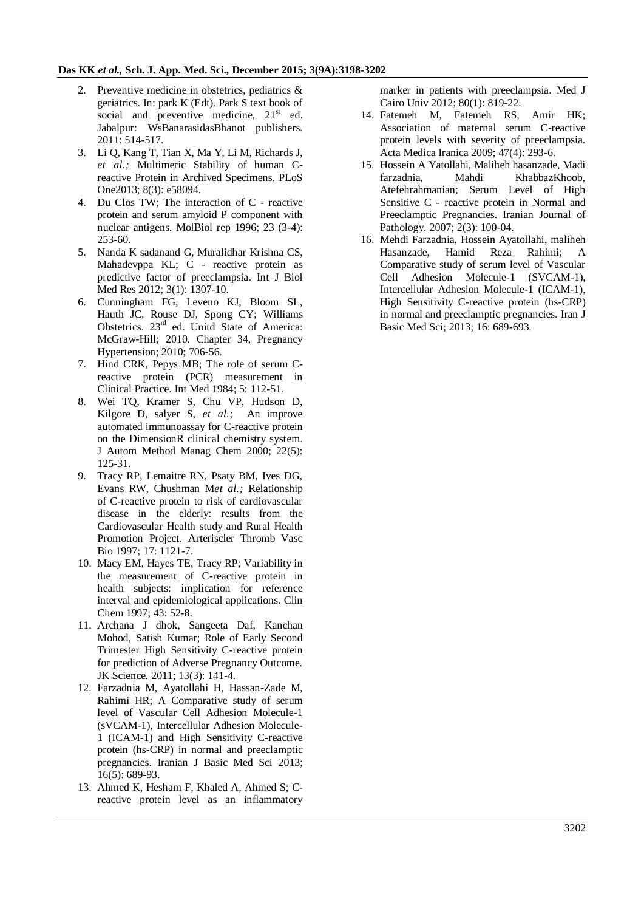2. Preventive medicine in obstetrics, pediatrics & geriatrics. In: park K (Edt). Park S text book of social and preventive medicine, 21[st] ed. Jabalpur: WsBanarasidasBhanot publishers. 2011: 514-517.
3. Li Q, Kang T, Tian X, Ma Y, Li M, Richards J, *et al.;* Multimeric Stability of human C-reactive Protein in Archived Specimens. PLoS One2013; 8(3): e58094.
4. Du Clos TW; The interaction of C - reactive protein and serum amyloid P component with nuclear antigens. MolBiol rep 1996; 23 (3-4): 253-60.
5. Nanda K sadanand G, Muralidhar Krishna CS, Mahadevppa KL; C - reactive protein as predictive factor of preeclampsia. Int J Biol Med Res 2012; 3(1): 1307-10.
6. Cunningham FG, Leveno KJ, Bloom SL, Hauth JC, Rouse DJ, Spong CY; Williams Obstetrics. 23[rd] ed. Unitd State of America: McGraw-Hill; 2010. Chapter 34, Pregnancy Hypertension; 2010; 706-56.
7. Hind CRK, Pepys MB; The role of serum C-reactive protein (PCR) measurement in Clinical Practice. Int Med 1984; 5: 112-51.
8. Wei TQ, Kramer S, Chu VP, Hudson D, Kilgore D, salyer S, *et al.;* An improve automated immunoassay for C-reactive protein on the DimensionR clinical chemistry system. J Autom Method Manag Chem 2000; 22(5): 125-31.
9. Tracy RP, Lemaitre RN, Psaty BM, Ives DG, Evans RW, Chushman M*et al.;* Relationship of C-reactive protein to risk of cardiovascular disease in the elderly: results from the Cardiovascular Health study and Rural Health Promotion Project. Arteriscler Thromb Vasc Bio 1997; 17: 1121-7.
10. Macy EM, Hayes TE, Tracy RP; Variability in the measurement of C-reactive protein in health subjects: implication for reference interval and epidemiological applications. Clin Chem 1997; 43: 52-8.
11. Archana J dhok, Sangeeta Daf, Kanchan Mohod, Satish Kumar; Role of Early Second Trimester High Sensitivity C-reactive protein for prediction of Adverse Pregnancy Outcome. JK Science. 2011; 13(3): 141-4.
12. Farzadnia M, Ayatollahi H, Hassan-Zade M, Rahimi HR; A Comparative study of serum level of Vascular Cell Adhesion Molecule-1 (sVCAM-1), Intercellular Adhesion Molecule-1 (ICAM-1) and High Sensitivity C-reactive protein (hs-CRP) in normal and preeclamptic pregnancies. Iranian J Basic Med Sci 2013; 16(5): 689-93.
13. Ahmed K, Hesham F, Khaled A, Ahmed S; C-reactive protein level as an inflammatory marker in patients with preeclampsia. Med J Cairo Univ 2012; 80(1): 819-22.
14. Fatemeh M, Fatemeh RS, Amir HK; Association of maternal serum C-reactive protein levels with severity of preeclampsia. Acta Medica Iranica 2009; 47(4): 293-6.
15. Hossein A Yatollahi, Maliheh hasanzade, Madi farzadnia, Mahdi KhabbazKhoob, Atefehrahmanian; Serum Level of High Sensitive C - reactive protein in Normal and Preeclamptic Pregnancies. Iranian Journal of Pathology. 2007; 2(3): 100-04.
16. Mehdi Farzadnia, Hossein Ayatollahi, maliheh Hasanzade, Hamid Reza Rahimi; A Comparative study of serum level of Vascular Cell Adhesion Molecule-1 (SVCAM-1), Intercellular Adhesion Molecule-1 (ICAM-1), High Sensitivity C-reactive protein (hs-CRP) in normal and preeclamptic pregnancies. Iran J Basic Med Sci; 2013; 16: 689-693.